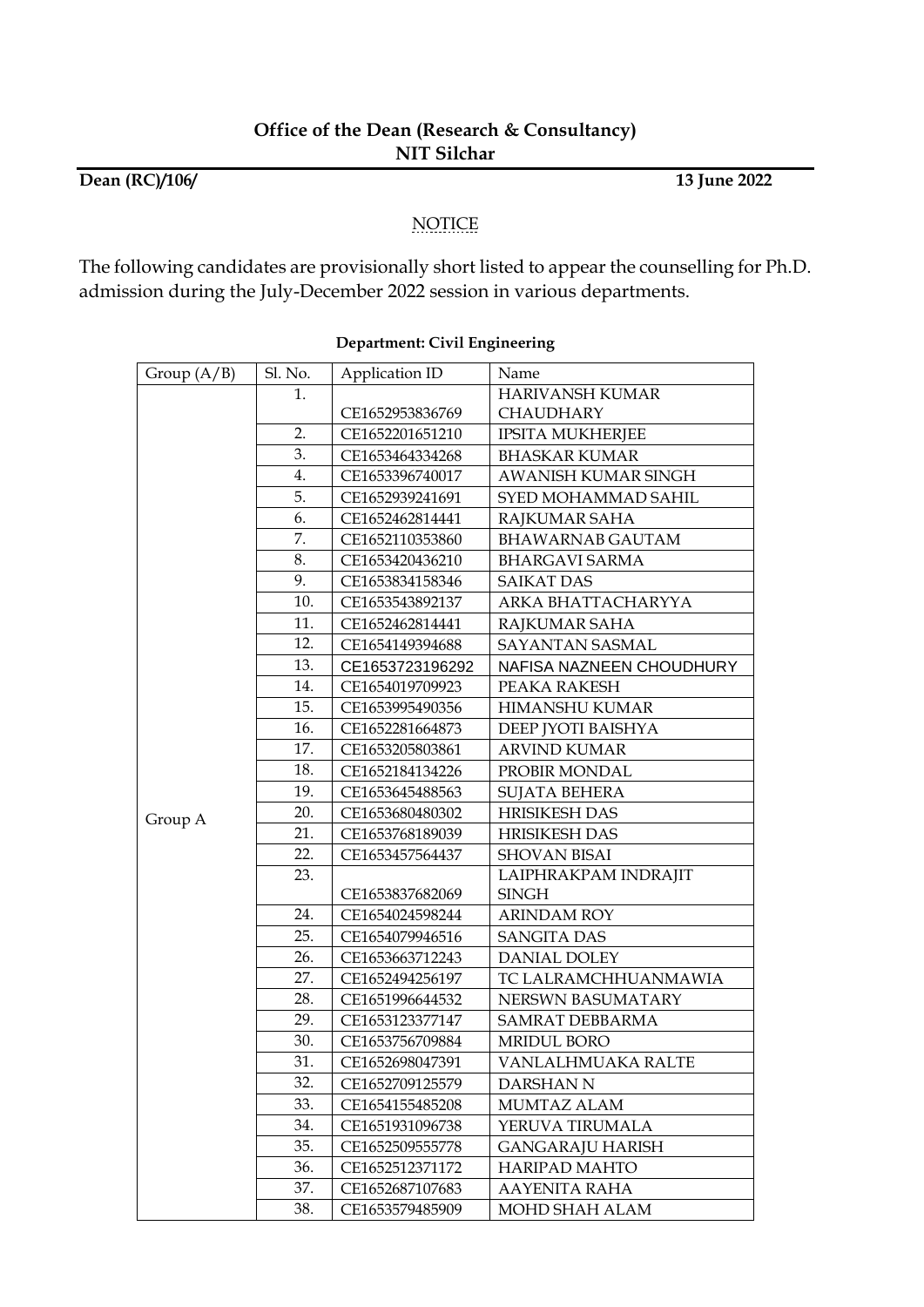**Office of the Dean (Research & Consultancy)**
**NIT Silchar**

**Dean (RC)/106/** **13 June 2022**

NOTICE

The following candidates are provisionally short listed to appear the counselling for Ph.D. admission during the July-December 2022 session in various departments.

**Department: Civil Engineering**

| Group (A/B) | Sl. No. | Application ID | Name |
|---|---|---|---|
| Group A | 1. | CE1652953836769 | HARIVANSH KUMAR CHAUDHARY |
| | 2. | CE1652201651210 | IPSITA MUKHERJEE |
| | 3. | CE1653464334268 | BHASKAR KUMAR |
| | 4. | CE1653396740017 | AWANISH KUMAR SINGH |
| | 5. | CE1652939241691 | SYED MOHAMMAD SAHIL |
| | 6. | CE1652462814441 | RAJKUMAR SAHA |
| | 7. | CE1652110353860 | BHAWARNAB GAUTAM |
| | 8. | CE1653420436210 | BHARGAVI SARMA |
| | 9. | CE1653834158346 | SAIKAT DAS |
| | 10. | CE1653543892137 | ARKA BHATTACHARYYA |
| | 11. | CE1652462814441 | RAJKUMAR SAHA |
| | 12. | CE1654149394688 | SAYANTAN SASMAL |
| | 13. | CE1653723196292 | NAFISA NAZNEEN CHOUDHURY |
| | 14. | CE1654019709923 | PEAKA RAKESH |
| | 15. | CE1653995490356 | HIMANSHU KUMAR |
| | 16. | CE1652281664873 | DEEP JYOTI BAISHYA |
| | 17. | CE1653205803861 | ARVIND KUMAR |
| | 18. | CE1652184134226 | PROBIR MONDAL |
| | 19. | CE1653645488563 | SUJATA BEHERA |
| | 20. | CE1653680480302 | HRISIKESH DAS |
| | 21. | CE1653768189039 | HRISIKESH DAS |
| | 22. | CE1653457564437 | SHOVAN BISAI |
| | 23. | CE1653837682069 | LAIPHRAKPAM INDRAJIT SINGH |
| | 24. | CE1654024598244 | ARINDAM ROY |
| | 25. | CE1654079946516 | SANGITA DAS |
| | 26. | CE1653663712243 | DANIAL DOLEY |
| | 27. | CE1652494256197 | TC LALRAMCHHUANMAWIA |
| | 28. | CE1651996644532 | NERSWN BASUMATARY |
| | 29. | CE1653123377147 | SAMRAT DEBBARMA |
| | 30. | CE1653756709884 | MRIDUL BORO |
| | 31. | CE1652698047391 | VANLALHMUAKA RALTE |
| | 32. | CE1652709125579 | DARSHAN N |
| | 33. | CE1654155485208 | MUMTAZ ALAM |
| | 34. | CE1651931096738 | YERUVA TIRUMALA |
| | 35. | CE1652509555778 | GANGARAJU HARISH |
| | 36. | CE1652512371172 | HARIPAD MAHTO |
| | 37. | CE1652687107683 | AAYENITA RAHA |
| | 38. | CE1653579485909 | MOHD SHAH ALAM |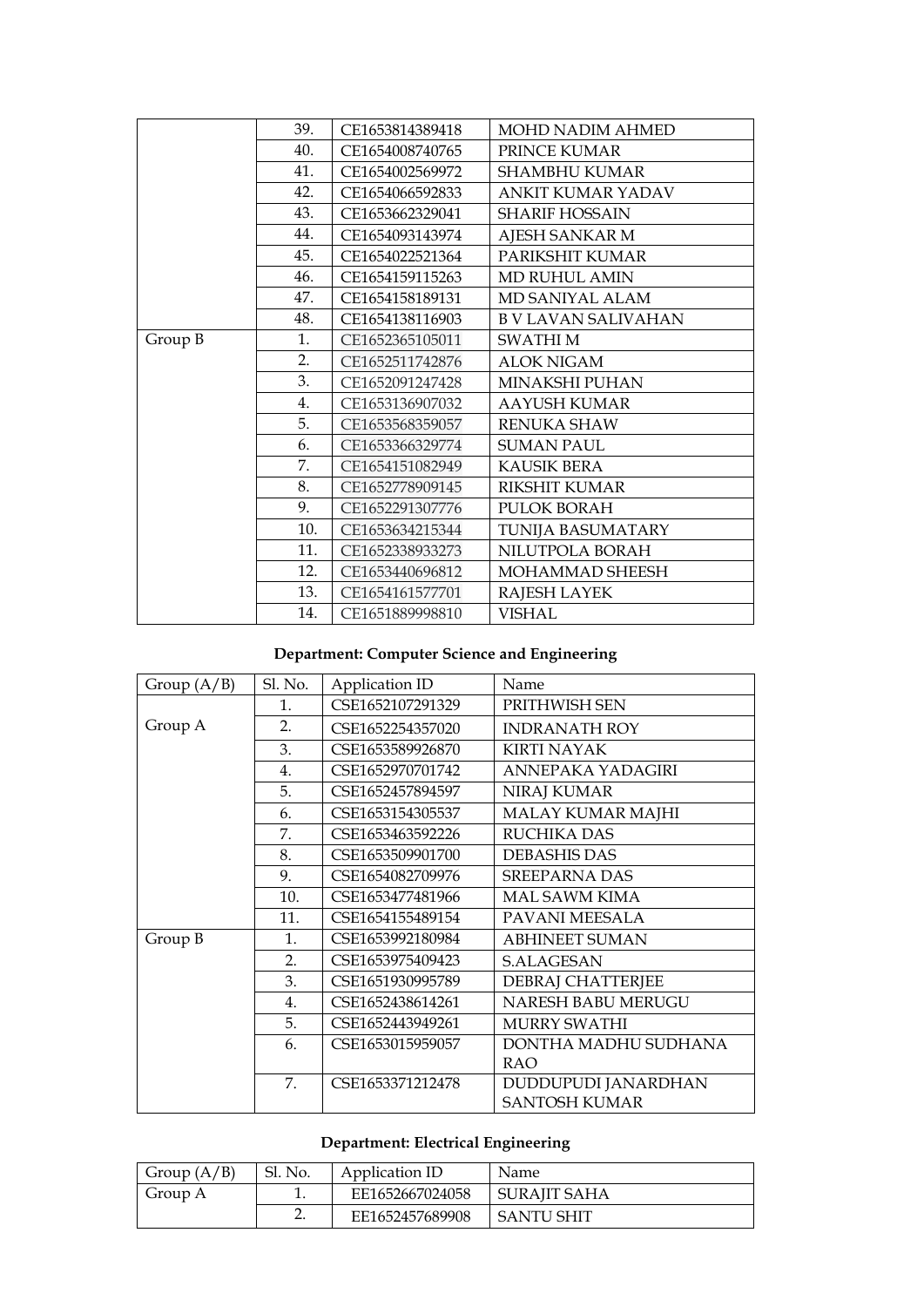| | | | |
|---|---|---|---|
| | 39. | CE1653814389418 | MOHD NADIM AHMED |
| | 40. | CE1654008740765 | PRINCE KUMAR |
| | 41. | CE1654002569972 | SHAMBHU KUMAR |
| | 42. | CE1654066592833 | ANKIT KUMAR YADAV |
| | 43. | CE1653662329041 | SHARIF HOSSAIN |
| | 44. | CE1654093143974 | AJESH SANKAR M |
| | 45. | CE1654022521364 | PARIKSHIT KUMAR |
| | 46. | CE1654159115263 | MD RUHUL AMIN |
| | 47. | CE1654158189131 | MD SANIYAL ALAM |
| | 48. | CE1654138116903 | B V LAVAN SALIVAHAN |
| Group B | 1. | CE1652365105011 | SWATHI M |
| | 2. | CE1652511742876 | ALOK NIGAM |
| | 3. | CE1652091247428 | MINAKSHI PUHAN |
| | 4. | CE1653136907032 | AAYUSH KUMAR |
| | 5. | CE1653568359057 | RENUKA SHAW |
| | 6. | CE1653366329774 | SUMAN PAUL |
| | 7. | CE1654151082949 | KAUSIK BERA |
| | 8. | CE1652778909145 | RIKSHIT KUMAR |
| | 9. | CE1652291307776 | PULOK BORAH |
| | 10. | CE1653634215344 | TUNIJA BASUMATARY |
| | 11. | CE1652338933273 | NILUTPOLA BORAH |
| | 12. | CE1653440696812 | MOHAMMAD SHEESH |
| | 13. | CE1654161577701 | RAJESH LAYEK |
| | 14. | CE1651889998810 | VISHAL |

**Department: Computer Science and Engineering**

| Group (A/B) | Sl. No. | Application ID | Name |
|---|---|---|---|
| Group A | 1. | CSE1652107291329 | PRITHWISH SEN |
| | 2. | CSE1652254357020 | INDRANATH ROY |
| | 3. | CSE1653589926870 | KIRTI NAYAK |
| | 4. | CSE1652970701742 | ANNEPAKA YADAGIRI |
| | 5. | CSE1652457894597 | NIRAJ KUMAR |
| | 6. | CSE1653154305537 | MALAY KUMAR MAJHI |
| | 7. | CSE1653463592226 | RUCHIKA DAS |
| | 8. | CSE1653509901700 | DEBASHIS DAS |
| | 9. | CSE1654082709976 | SREEPARNA DAS |
| | 10. | CSE1653477481966 | MAL SAWM KIMA |
| | 11. | CSE1654155489154 | PAVANI MEESALA |
| Group B | 1. | CSE1653992180984 | ABHINEET SUMAN |
| | 2. | CSE1653975409423 | S.ALAGESAN |
| | 3. | CSE1651930995789 | DEBRAJ CHATTERJEE |
| | 4. | CSE1652438614261 | NARESH BABU MERUGU |
| | 5. | CSE1652443949261 | MURRY SWATHI |
| | 6. | CSE1653015959057 | DONTHA MADHU SUDHANA RAO |
| | 7. | CSE1653371212478 | DUDDUPUDI JANARDHAN SANTOSH KUMAR |

**Department: Electrical Engineering**

| Group (A/B) | Sl. No. | Application ID | Name |
|---|---|---|---|
| Group A | 1. | EE1652667024058 | SURAJIT SAHA |
| | 2. | EE1652457689908 | SANTU SHIT |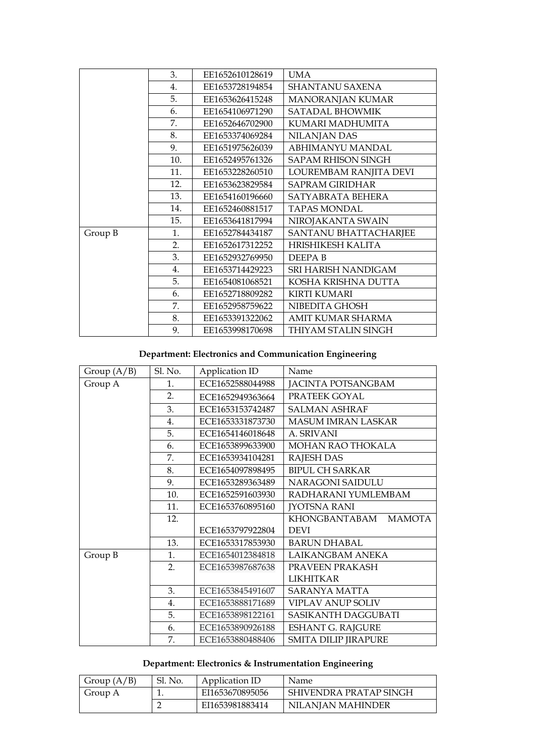| | Sl. No. | Application ID | Name |
|---|---|---|---|
| | 3. | EE1652610128619 | UMA |
| | 4. | EE1653728194854 | SHANTANU SAXENA |
| | 5. | EE1653626415248 | MANORANJAN KUMAR |
| | 6. | EE1654106971290 | SATADAL BHOWMIK |
| | 7. | EE1652646702900 | KUMARI MADHUMITA |
| | 8. | EE1653374069284 | NILANJAN DAS |
| | 9. | EE1651975626039 | ABHIMANYU MANDAL |
| | 10. | EE1652495761326 | SAPAM RHISON SINGH |
| | 11. | EE1653228260510 | LOUREMBAM RANJITA DEVI |
| | 12. | EE1653623829584 | SAPRAM GIRIDHAR |
| | 13. | EE1654160196660 | SATYABRATA BEHERA |
| | 14. | EE1652460881517 | TAPAS MONDAL |
| | 15. | EE1653641817994 | NIROJAKANTA SWAIN |
| Group B | 1. | EE1652784434187 | SANTANU BHATTACHARJEE |
| | 2. | EE1652617312252 | HRISHIKESH KALITA |
| | 3. | EE1652932769950 | DEEPA B |
| | 4. | EE1653714429223 | SRI HARISH NANDIGAM |
| | 5. | EE1654081068521 | KOSHA KRISHNA DUTTA |
| | 6. | EE1652718809282 | KIRTI KUMARI |
| | 7. | EE1652958759622 | NIBEDITA GHOSH |
| | 8. | EE1653391322062 | AMIT KUMAR SHARMA |
| | 9. | EE1653998170698 | THIYAM STALIN SINGH |

**Department: Electronics and Communication Engineering**

| Group (A/B) | Sl. No. | Application ID | Name |
|---|---|---|---|
| Group A | 1. | ECE1652588044988 | JACINTA POTSANGBAM |
| | 2. | ECE1652949363664 | PRATEEK GOYAL |
| | 3. | ECE1653153742487 | SALMAN ASHRAF |
| | 4. | ECE1653331873730 | MASUM IMRAN LASKAR |
| | 5. | ECE1654146018648 | A. SRIVANI |
| | 6. | ECE1653899633900 | MOHAN RAO THOKALA |
| | 7. | ECE1653934104281 | RAJESH DAS |
| | 8. | ECE1654097898495 | BIPUL CH SARKAR |
| | 9. | ECE1653289363489 | NARAGONI SAIDULU |
| | 10. | ECE1652591603930 | RADHARANI YUMLEMBAM |
| | 11. | ECE1653760895160 | JYOTSNA RANI |
| | 12. | ECE1653797922804 | KHONGBANTABAM MAMOTA DEVI |
| | 13. | ECE1653317853930 | BARUN DHABAL |
| Group B | 1. | ECE1654012384818 | LAIKANGBAM ANEKA |
| | 2. | ECE1653987687638 | PRAVEEN PRAKASH LIKHITKAR |
| | 3. | ECE1653845491607 | SARANYA MATTA |
| | 4. | ECE1653888171689 | VIPLAV ANUP SOLIV |
| | 5. | ECE1653898122161 | SASIKANTH DAGGUBATI |
| | 6. | ECE1653890926188 | ESHANT G. RAJGURE |
| | 7. | ECE1653880488406 | SMITA DILIP JIRAPURE |

**Department: Electronics & Instrumentation Engineering**

| Group (A/B) | Sl. No. | Application ID | Name |
|---|---|---|---|
| Group A | 1. | EI1653670895056 | SHIVENDRA PRATAP SINGH |
| | 2 | EI1653981883414 | NILANJAN MAHINDER |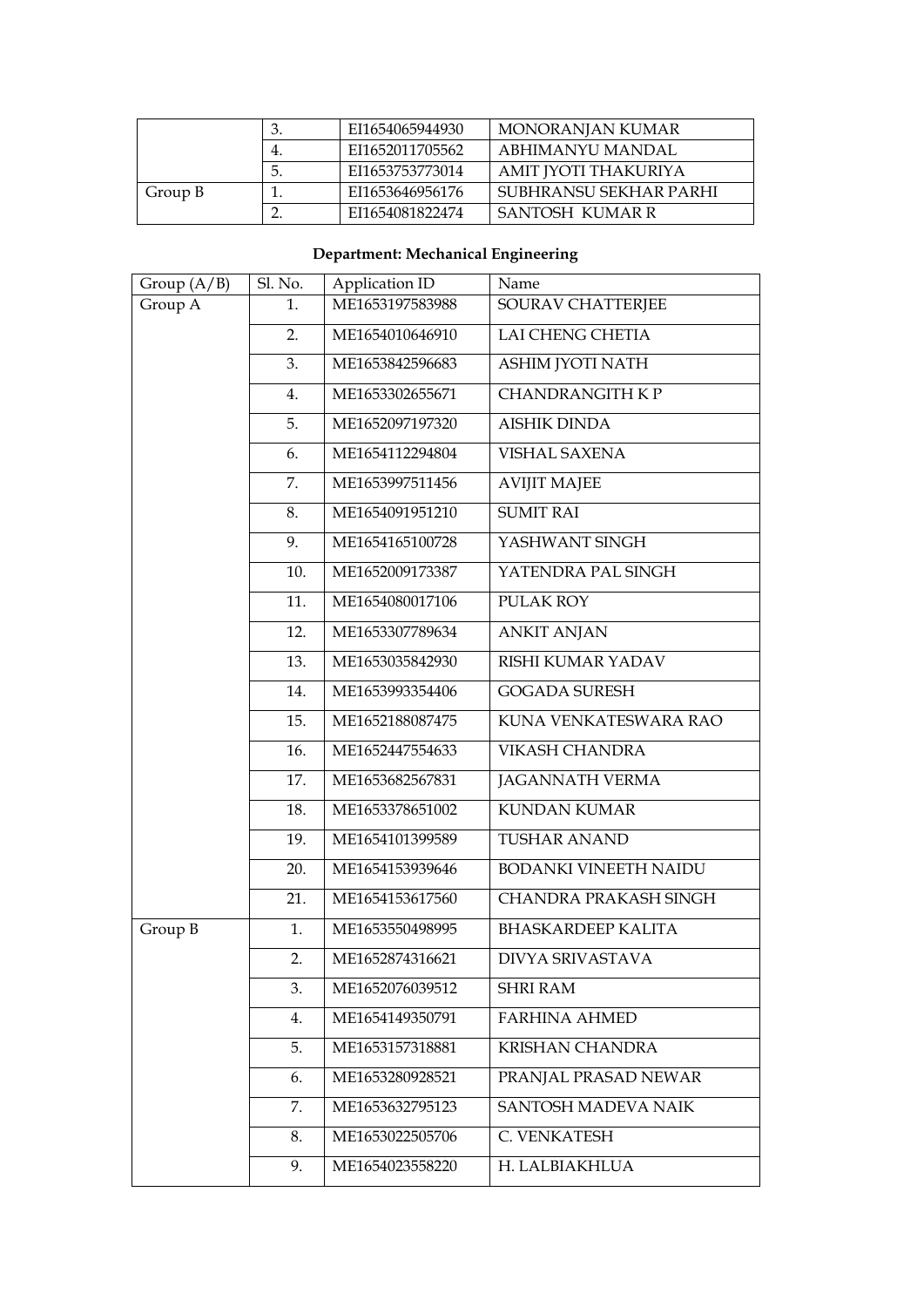|  | 3. | EI1654065944930 | MONORANJAN KUMAR |
|---|---|---|---|
|  | 4. | EI1652011705562 | ABHIMANYU MANDAL |
|  | 5. | EI1653753773014 | AMIT JYOTI THAKURIYA |
| Group B | 1. | EI1653646956176 | SUBHRANSU SEKHAR PARHI |
|  | 2. | EI1654081822474 | SANTOSH KUMAR R |

**Department: Mechanical Engineering**

| Group (A/B) | Sl. No. | Application ID | Name |
|---|---|---|---|
| Group A | 1. | ME1653197583988 | SOURAV CHATTERJEE |
|  | 2. | ME1654010646910 | LAI CHENG CHETIA |
|  | 3. | ME1653842596683 | ASHIM JYOTI NATH |
|  | 4. | ME1653302655671 | CHANDRANGITH K P |
|  | 5. | ME1652097197320 | AISHIK DINDA |
|  | 6. | ME1654112294804 | VISHAL SAXENA |
|  | 7. | ME1653997511456 | AVIJIT MAJEE |
|  | 8. | ME1654091951210 | SUMIT RAI |
|  | 9. | ME1654165100728 | YASHWANT SINGH |
|  | 10. | ME1652009173387 | YATENDRA PAL SINGH |
|  | 11. | ME1654080017106 | PULAK ROY |
|  | 12. | ME1653307789634 | ANKIT ANJAN |
|  | 13. | ME1653035842930 | RISHI KUMAR YADAV |
|  | 14. | ME1653993354406 | GOGADA SURESH |
|  | 15. | ME1652188087475 | KUNA VENKATESWARA RAO |
|  | 16. | ME1652447554633 | VIKASH CHANDRA |
|  | 17. | ME1653682567831 | JAGANNATH VERMA |
|  | 18. | ME1653378651002 | KUNDAN KUMAR |
|  | 19. | ME1654101399589 | TUSHAR ANAND |
|  | 20. | ME1654153939646 | BODANKI VINEETH NAIDU |
|  | 21. | ME1654153617560 | CHANDRA PRAKASH SINGH |
| Group B | 1. | ME1653550498995 | BHASKARDEEP KALITA |
|  | 2. | ME1652874316621 | DIVYA SRIVASTAVA |
|  | 3. | ME1652076039512 | SHRI RAM |
|  | 4. | ME1654149350791 | FARHINA AHMED |
|  | 5. | ME1653157318881 | KRISHAN CHANDRA |
|  | 6. | ME1653280928521 | PRANJAL PRASAD NEWAR |
|  | 7. | ME1653632795123 | SANTOSH MADEVA NAIK |
|  | 8. | ME1653022505706 | C. VENKATESH |
|  | 9. | ME1654023558220 | H. LALBIAKHLUA |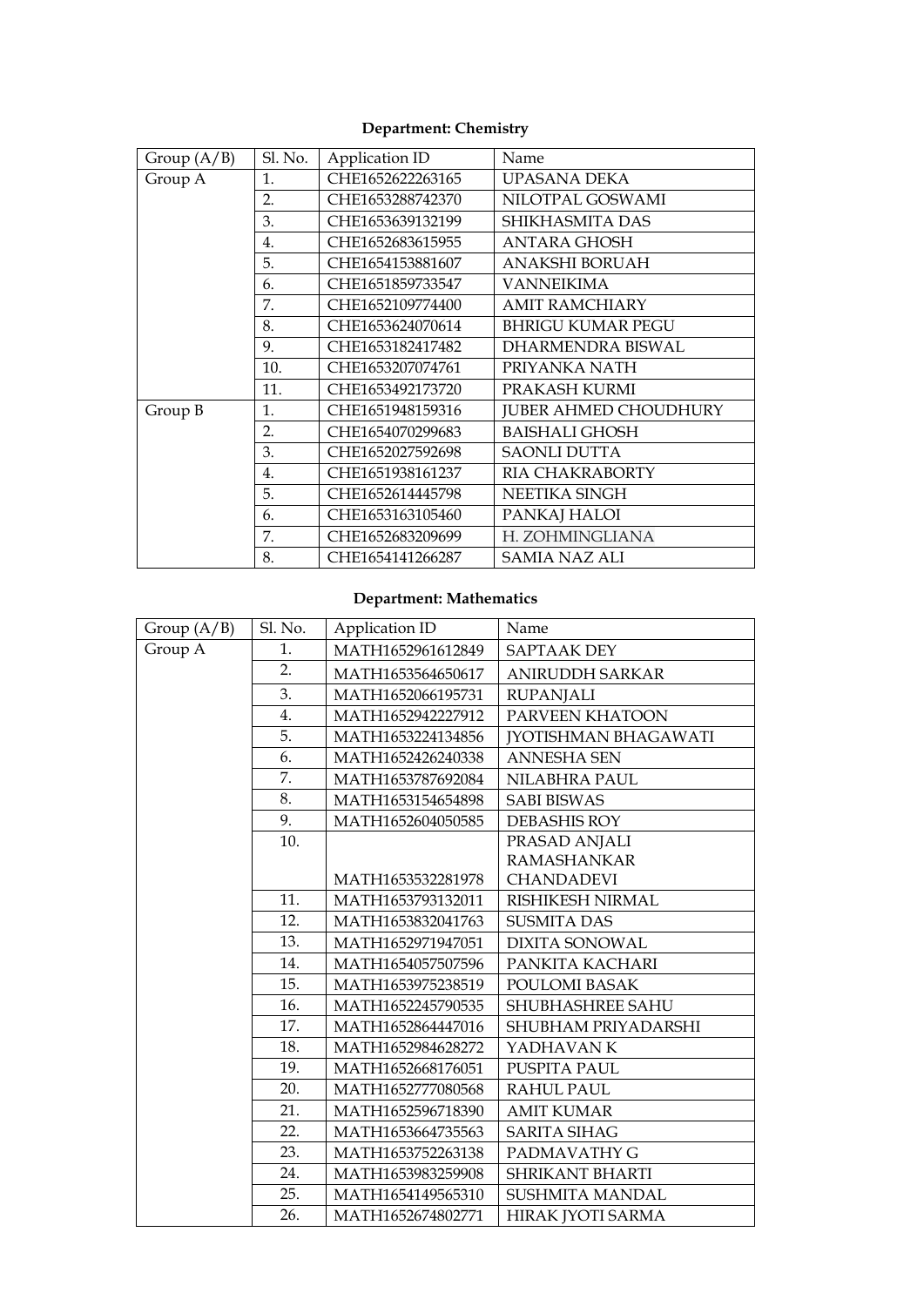**Department: Chemistry**

| Group (A/B) | Sl. No. | Application ID | Name |
|---|---|---|---|
| Group A | 1. | CHE1652622263165 | UPASANA DEKA |
| | 2. | CHE1653288742370 | NILOTPAL GOSWAMI |
| | 3. | CHE1653639132199 | SHIKHASMITA DAS |
| | 4. | CHE1652683615955 | ANTARA GHOSH |
| | 5. | CHE1654153881607 | ANAKSHI BORUAH |
| | 6. | CHE1651859733547 | VANNEIKIMA |
| | 7. | CHE1652109774400 | AMIT RAMCHIARY |
| | 8. | CHE1653624070614 | BHRIGU KUMAR PEGU |
| | 9. | CHE1653182417482 | DHARMENDRA BISWAL |
| | 10. | CHE1653207074761 | PRIYANKA NATH |
| | 11. | CHE1653492173720 | PRAKASH KURMI |
| Group B | 1. | CHE1651948159316 | JUBER AHMED CHOUDHURY |
| | 2. | CHE1654070299683 | BAISHALI GHOSH |
| | 3. | CHE1652027592698 | SAONLI DUTTA |
| | 4. | CHE1651938161237 | RIA CHAKRABORTY |
| | 5. | CHE1652614445798 | NEETIKA SINGH |
| | 6. | CHE1653163105460 | PANKAJ HALOI |
| | 7. | CHE1652683209699 | H. ZOHMINGLIANA |
| | 8. | CHE1654141266287 | SAMIA NAZ ALI |

**Department: Mathematics**

| Group (A/B) | Sl. No. | Application ID | Name |
|---|---|---|---|
| Group A | 1. | MATH1652961612849 | SAPTAAK DEY |
| | 2. | MATH1653564650617 | ANIRUDDH SARKAR |
| | 3. | MATH1652066195731 | RUPANJALI |
| | 4. | MATH1652942227912 | PARVEEN KHATOON |
| | 5. | MATH1653224134856 | JYOTISHMAN BHAGAWATI |
| | 6. | MATH1652426240338 | ANNESHA SEN |
| | 7. | MATH1653787692084 | NILABHRA PAUL |
| | 8. | MATH1653154654898 | SABI BISWAS |
| | 9. | MATH1652604050585 | DEBASHIS ROY |
| | 10. | MATH1653532281978 | PRASAD ANJALI RAMASHANKAR CHANDADEVI |
| | 11. | MATH1653793132011 | RISHIKESH NIRMAL |
| | 12. | MATH1653832041763 | SUSMITA DAS |
| | 13. | MATH1652971947051 | DIXITA SONOWAL |
| | 14. | MATH1654057507596 | PANKITA KACHARI |
| | 15. | MATH1653975238519 | POULOMI BASAK |
| | 16. | MATH1652245790535 | SHUBHASHREE SAHU |
| | 17. | MATH1652864447016 | SHUBHAM PRIYADARSHI |
| | 18. | MATH1652984628272 | YADHAVAN K |
| | 19. | MATH1652668176051 | PUSPITA PAUL |
| | 20. | MATH1652777080568 | RAHUL PAUL |
| | 21. | MATH1652596718390 | AMIT KUMAR |
| | 22. | MATH1653664735563 | SARITA SIHAG |
| | 23. | MATH1653752263138 | PADMAVATHY G |
| | 24. | MATH1653983259908 | SHRIKANT BHARTI |
| | 25. | MATH1654149565310 | SUSHMITA MANDAL |
| | 26. | MATH1652674802771 | HIRAK JYOTI SARMA |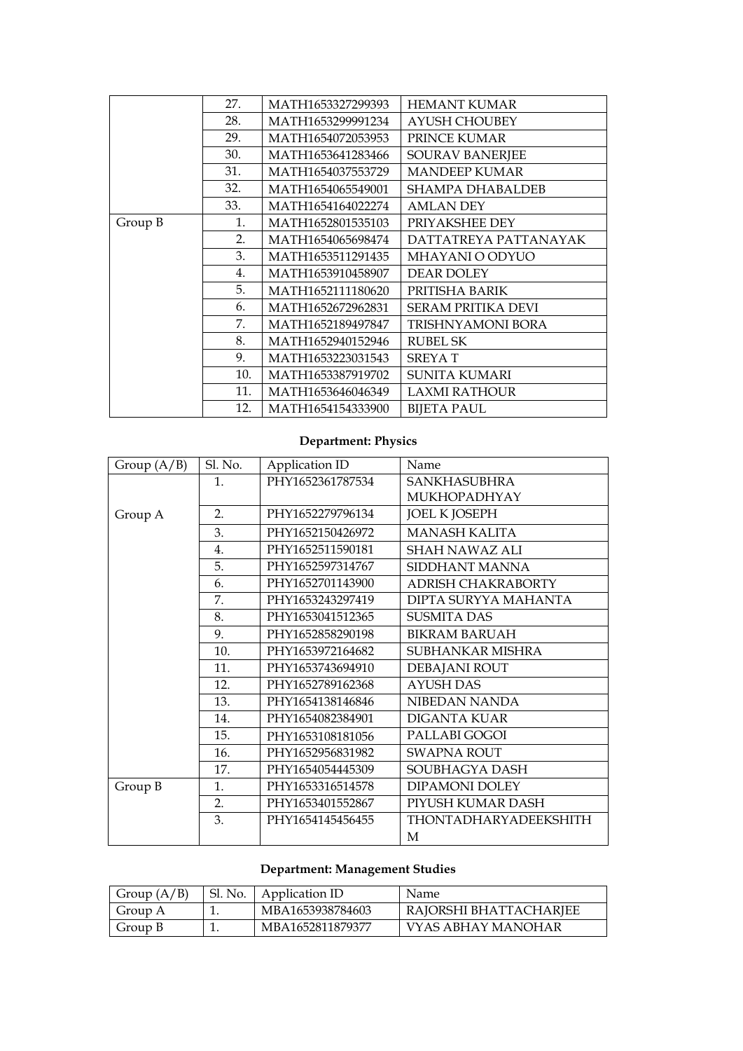| | | | |
|---|---|---|---|
| | 27. | MATH1653327299393 | HEMANT KUMAR |
| | 28. | MATH1653299991234 | AYUSH CHOUBEY |
| | 29. | MATH1654072053953 | PRINCE KUMAR |
| | 30. | MATH1653641283466 | SOURAV BANERJEE |
| | 31. | MATH1654037553729 | MANDEEP KUMAR |
| | 32. | MATH1654065549001 | SHAMPA DHABALDEB |
| | 33. | MATH1654164022274 | AMLAN DEY |
| Group B | 1. | MATH1652801535103 | PRIYAKSHEE DEY |
| | 2. | MATH1654065698474 | DATTATREYA PATTANAYAK |
| | 3. | MATH1653511291435 | MHAYANI O ODYUO |
| | 4. | MATH1653910458907 | DEAR DOLEY |
| | 5. | MATH1652111180620 | PRITISHA BARIK |
| | 6. | MATH1652672962831 | SERAM PRITIKA DEVI |
| | 7. | MATH1652189497847 | TRISHNYAMONI BORA |
| | 8. | MATH1652940152946 | RUBEL SK |
| | 9. | MATH1653223031543 | SREYA T |
| | 10. | MATH1653387919702 | SUNITA KUMARI |
| | 11. | MATH1653646046349 | LAXMI RATHOUR |
| | 12. | MATH1654154333900 | BIJETA PAUL |

**Department: Physics**

| Group (A/B) | Sl. No. | Application ID | Name |
|---|---|---|---|
| Group A | 1. | PHY1652361787534 | SANKHASUBHRA MUKHOPADHYAY |
| | 2. | PHY1652279796134 | JOEL K JOSEPH |
| | 3. | PHY1652150426972 | MANASH KALITA |
| | 4. | PHY1652511590181 | SHAH NAWAZ ALI |
| | 5. | PHY1652597314767 | SIDDHANT MANNA |
| | 6. | PHY1652701143900 | ADRISH CHAKRABORTY |
| | 7. | PHY1653243297419 | DIPTA SURYYA MAHANTA |
| | 8. | PHY1653041512365 | SUSMITA DAS |
| | 9. | PHY1652858290198 | BIKRAM BARUAH |
| | 10. | PHY1653972164682 | SUBHANKAR MISHRA |
| | 11. | PHY1653743694910 | DEBAJANI ROUT |
| | 12. | PHY1652789162368 | AYUSH DAS |
| | 13. | PHY1654138146846 | NIBEDAN NANDA |
| | 14. | PHY1654082384901 | DIGANTA KUAR |
| | 15. | PHY1653108181056 | PALLABI GOGOI |
| | 16. | PHY1652956831982 | SWAPNA ROUT |
| | 17. | PHY1654054445309 | SOUBHAGYA DASH |
| Group B | 1. | PHY1653316514578 | DIPAMONI DOLEY |
| | 2. | PHY1653401552867 | PIYUSH KUMAR DASH |
| | 3. | PHY1654145456455 | THONTADHARYADEEKSHITH M |

**Department: Management Studies**

| Group (A/B) | Sl. No. | Application ID | Name |
|---|---|---|---|
| Group A | 1. | MBA1653938784603 | RAJORSHI BHATTACHARJEE |
| Group B | 1. | MBA1652811879377 | VYAS ABHAY MANOHAR |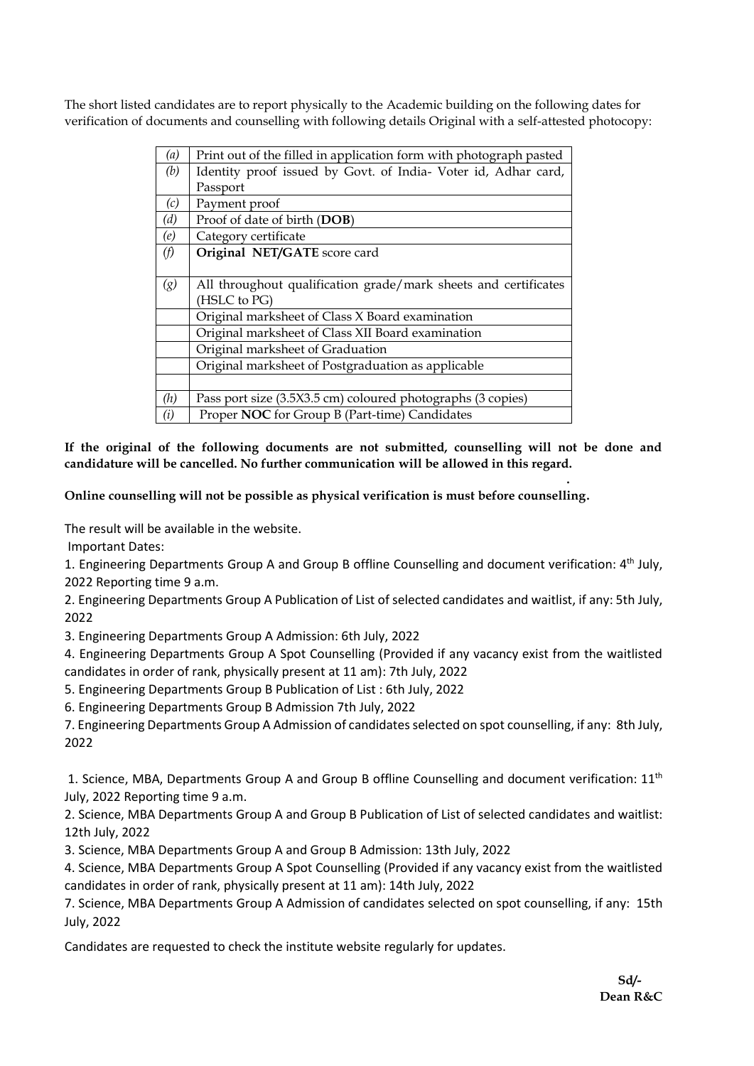The short listed candidates are to report physically to the Academic building on the following dates for verification of documents and counselling with following details Original with a self-attested photocopy:

| | |
|---|---|
| *(a)* | Print out of the filled in application form with photograph pasted |
| *(b)* | Identity proof issued by Govt. of India- Voter id, Adhar card, Passport |
| *(c)* | Payment proof |
| *(d)* | Proof of date of birth (**DOB**) |
| *(e)* | Category certificate |
| *(f)* | **Original NET/GATE** score card |
| *(g)* | All throughout qualification grade/mark sheets and certificates (HSLC to PG) |
| | Original marksheet of Class X Board examination |
| | Original marksheet of Class XII Board examination |
| | Original marksheet of Graduation |
| | Original marksheet of Postgraduation as applicable |
| | |
| *(h)* | Pass port size (3.5X3.5 cm) coloured photographs (3 copies) |
| *(i)* | Proper **NOC** for Group B (Part-time) Candidates |

**If the original of the following documents are not submitted, counselling will not be done and candidature will be cancelled. No further communication will be allowed in this regard.**

**Online counselling will not be possible as physical verification is must before counselling.**

The result will be available in the website.

Important Dates:

1. Engineering Departments Group A and Group B offline Counselling and document verification: 4th July, 2022 Reporting time 9 a.m.
2. Engineering Departments Group A Publication of List of selected candidates and waitlist, if any: 5th July, 2022
3. Engineering Departments Group A Admission: 6th July, 2022
4. Engineering Departments Group A Spot Counselling (Provided if any vacancy exist from the waitlisted candidates in order of rank, physically present at 11 am): 7th July, 2022
5. Engineering Departments Group B Publication of List : 6th July, 2022
6. Engineering Departments Group B Admission 7th July, 2022
7. Engineering Departments Group A Admission of candidates selected on spot counselling, if any: 8th July, 2022

1. Science, MBA, Departments Group A and Group B offline Counselling and document verification: 11th July, 2022 Reporting time 9 a.m.
2. Science, MBA Departments Group A and Group B Publication of List of selected candidates and waitlist: 12th July, 2022
3. Science, MBA Departments Group A and Group B Admission: 13th July, 2022
4. Science, MBA Departments Group A Spot Counselling (Provided if any vacancy exist from the waitlisted candidates in order of rank, physically present at 11 am): 14th July, 2022
7. Science, MBA Departments Group A Admission of candidates selected on spot counselling, if any: 15th July, 2022

Candidates are requested to check the institute website regularly for updates.

**Sd/-**
**Dean R&C**